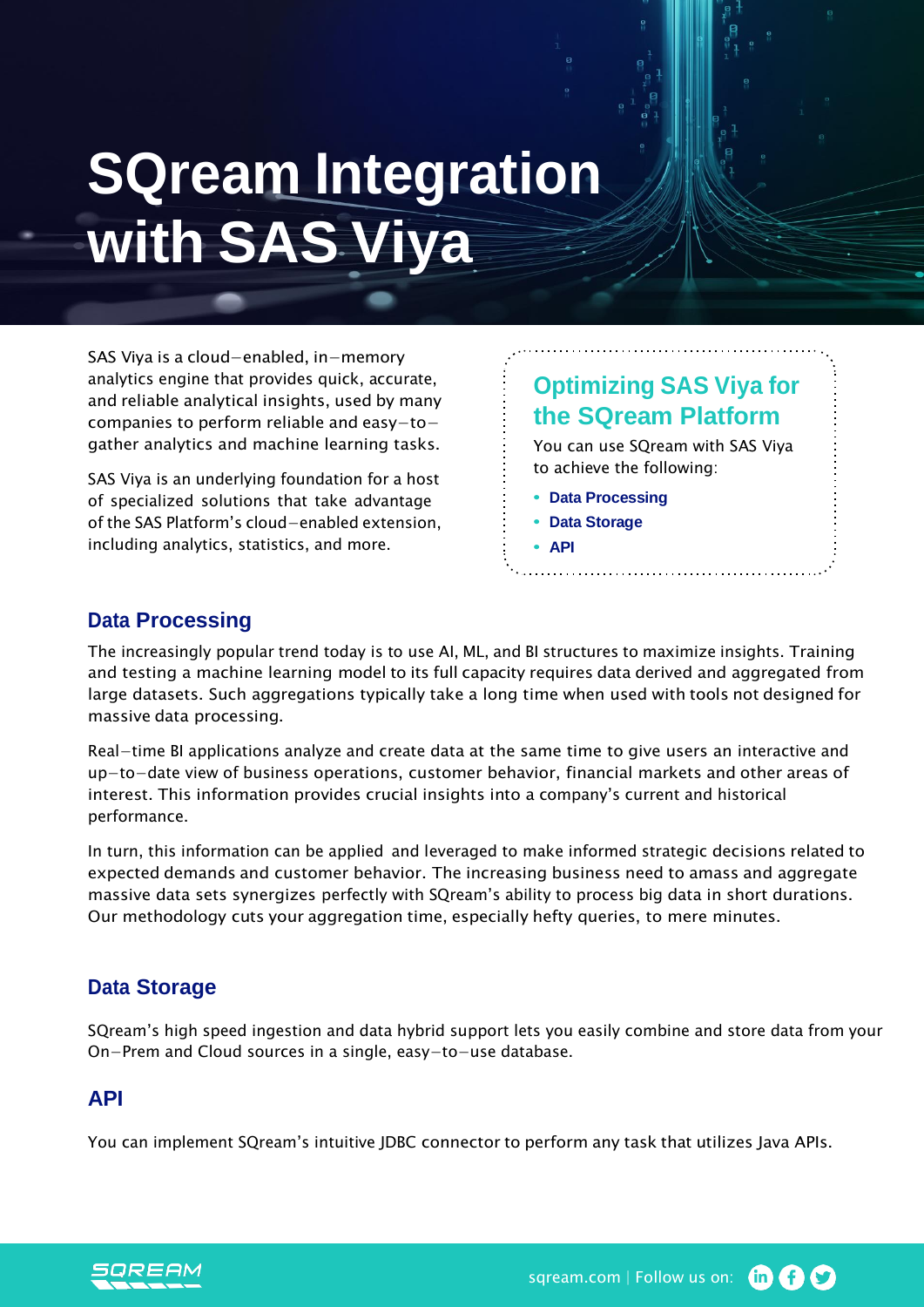# SQream Integration with SAS Viya

SAS Viya is a cloud–enabled, in–memory analytics engine that provides quick, accurate, and reliable analytical insights, used by many companies to perform reliable and easy–to–gather analytics and machine learning tasks.

SAS Viya is an underlying foundation for a host of specialized solutions that take advantage of the SAS Platform's cloud–enabled extension, including analytics, statistics, and more.

## Optimizing SAS Viya for the SQream Platform

You can use SQream with SAS Viya to achieve the following:

- **Data Processing**
- **Data Storage**
- **API**

## Data Processing

The increasingly popular trend today is to use AI, ML, and BI structures to maximize insights. Training and testing a machine learning model to its full capacity requires data derived and aggregated from large datasets. Such aggregations typically take a long time when used with tools not designed for massive data processing.

Real–time BI applications analyze and create data at the same time to give users an interactive and up–to–date view of business operations, customer behavior, financial markets and other areas of interest. This information provides crucial insights into a company's current and historical performance.

In turn, this information can be applied and leveraged to make informed strategic decisions related to expected demands and customer behavior. The increasing business need to amass and aggregate massive data sets synergizes perfectly with SQream's ability to process big data in short durations. Our methodology cuts your aggregation time, especially hefty queries, to mere minutes.

## Data Storage

SQream's high speed ingestion and data hybrid support lets you easily combine and store data from your On–Prem and Cloud sources in a single, easy–to–use database.

## API

You can implement SQream's intuitive JDBC connector to perform any task that utilizes Java APIs.

sqream.com | Follow us on: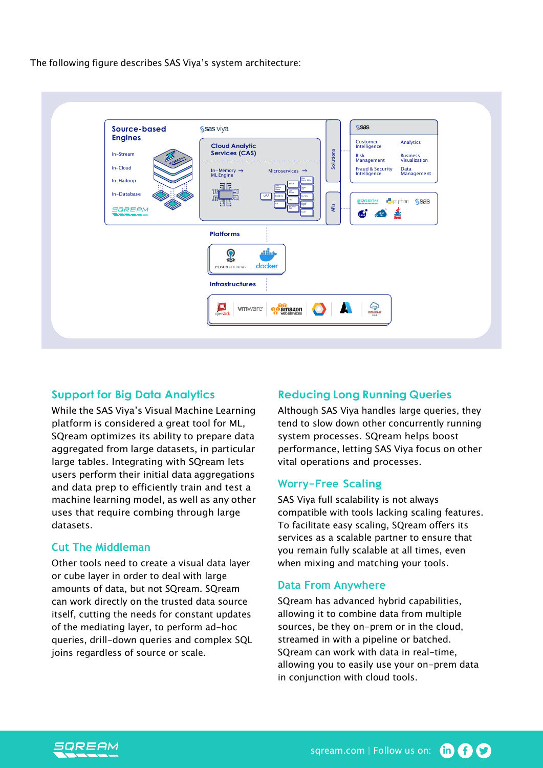The following figure describes SAS Viya's system architecture:

Source-based Engines

In-Stream

In-Cloud

In-Hadoop

In-Database

SQREAM

sas viya

Cloud Analytic Services (CAS)

In-Memory ML Engine →

Microservices →

UAA

Solutions

APIs

sas

Customer Intelligence

Analytics

Risk Management

Business Visualization

Fraud & Security Intelligence

Data Management

SQREAM python sas

Platforms

CLOUD FOUNDRY docker

Infrastructures

openstack vmware amazon web services

## Support for Big Data Analytics

While the SAS Viya's Visual Machine Learning platform is considered a great tool for ML, SQream optimizes its ability to prepare data aggregated from large datasets, in particular large tables. Integrating with SQream lets users perform their initial data aggregations and data prep to efficiently train and test a machine learning model, as well as any other uses that require combing through large datasets.

## Cut The Middleman

Other tools need to create a visual data layer or cube layer in order to deal with large amounts of data, but not SQream. SQream can work directly on the trusted data source itself, cutting the needs for constant updates of the mediating layer, to perform ad-hoc queries, drill-down queries and complex SQL joins regardless of source or scale.

## Reducing Long Running Queries

Although SAS Viya handles large queries, they tend to slow down other concurrently running system processes. SQream helps boost performance, letting SAS Viya focus on other vital operations and processes.

## Worry-Free Scaling

SAS Viya full scalability is not always compatible with tools lacking scaling features. To facilitate easy scaling, SQream offers its services as a scalable partner to ensure that you remain fully scalable at all times, even when mixing and matching your tools.

## Data From Anywhere

SQream has advanced hybrid capabilities, allowing it to combine data from multiple sources, be they on-prem or in the cloud, streamed in with a pipeline or batched. SQream can work with data in real-time, allowing you to easily use your on-prem data in conjunction with cloud tools.

SQREAM

sqream.com | Follow us on: